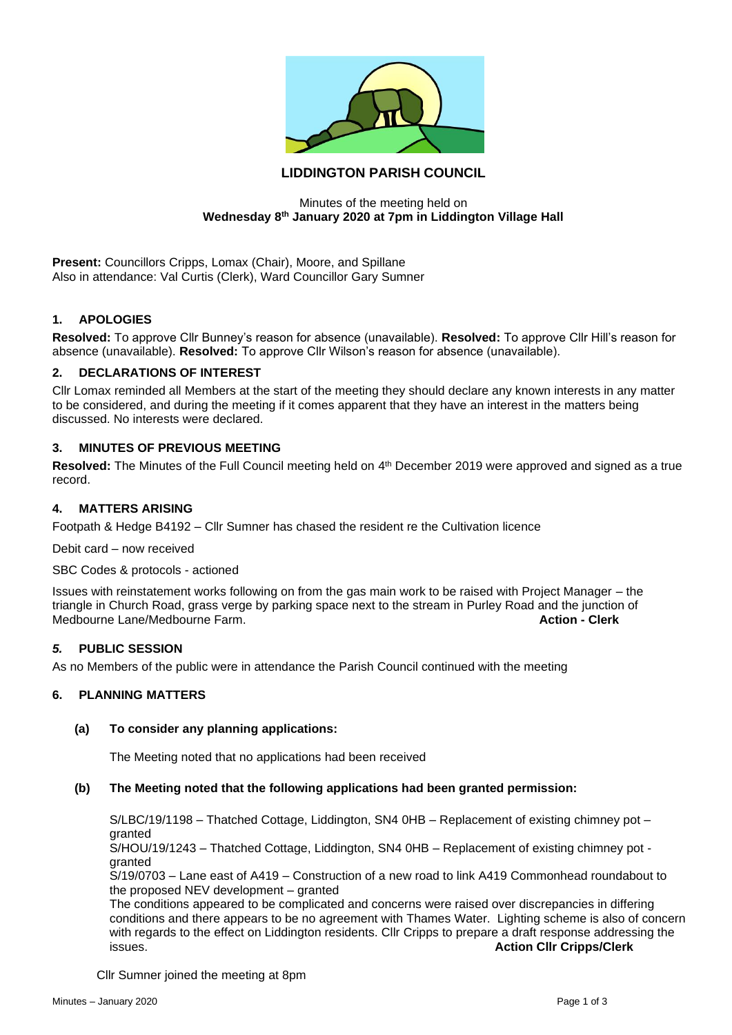# LIDDINGTON PARISH COUNCIL

Minutes of the meeting held on
**Wednesday 8th January 2020 at 7pm in Liddington Village Hall**

**Present:** Councillors Cripps, Lomax (Chair), Moore, and Spillane
Also in attendance: Val Curtis (Clerk), Ward Councillor Gary Sumner

## 1. APOLOGIES

**Resolved:** To approve Cllr Bunney's reason for absence (unavailable). **Resolved:** To approve Cllr Hill's reason for absence (unavailable). **Resolved:** To approve Cllr Wilson's reason for absence (unavailable).

## 2. DECLARATIONS OF INTEREST

Cllr Lomax reminded all Members at the start of the meeting they should declare any known interests in any matter to be considered, and during the meeting if it comes apparent that they have an interest in the matters being discussed. No interests were declared.

## 3. MINUTES OF PREVIOUS MEETING

**Resolved:** The Minutes of the Full Council meeting held on 4th December 2019 were approved and signed as a true record.

## 4. MATTERS ARISING

Footpath & Hedge B4192 – Cllr Sumner has chased the resident re the Cultivation licence

Debit card – now received

SBC Codes & protocols - actioned

Issues with reinstatement works following on from the gas main work to be raised with Project Manager – the triangle in Church Road, grass verge by parking space next to the stream in Purley Road and the junction of Medbourne Lane/Medbourne Farm. **Action - Clerk**

## *5.* PUBLIC SESSION

As no Members of the public were in attendance the Parish Council continued with the meeting

## 6. PLANNING MATTERS

### (a) To consider any planning applications:

The Meeting noted that no applications had been received

### (b) The Meeting noted that the following applications had been granted permission:

S/LBC/19/1198 – Thatched Cottage, Liddington, SN4 0HB – Replacement of existing chimney pot – granted
S/HOU/19/1243 – Thatched Cottage, Liddington, SN4 0HB – Replacement of existing chimney pot - granted
S/19/0703 – Lane east of A419 – Construction of a new road to link A419 Commonhead roundabout to the proposed NEV development – granted
The conditions appeared to be complicated and concerns were raised over discrepancies in differing conditions and there appears to be no agreement with Thames Water. Lighting scheme is also of concern with regards to the effect on Liddington residents. Cllr Cripps to prepare a draft response addressing the issues. **Action Cllr Cripps/Clerk**

Cllr Sumner joined the meeting at 8pm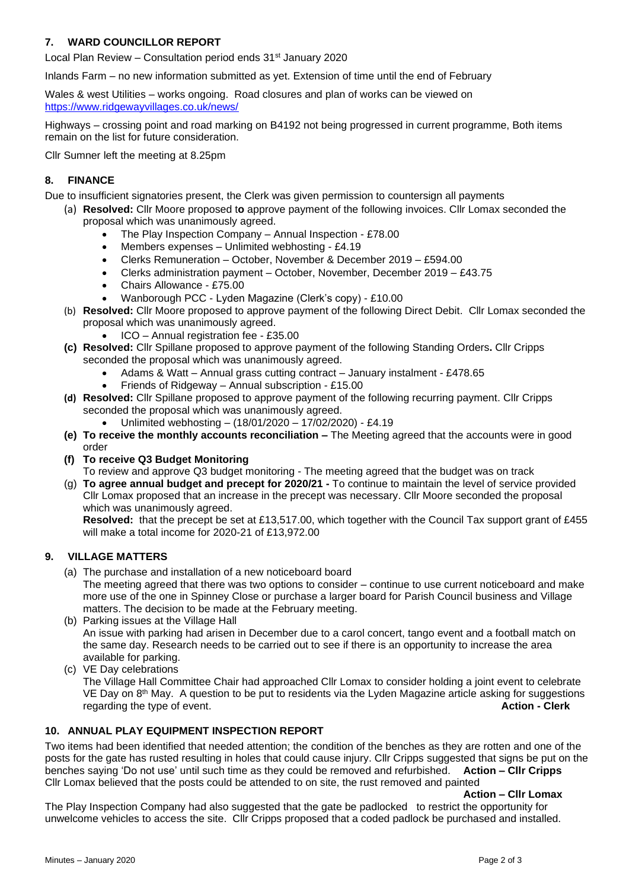## 7. WARD COUNCILLOR REPORT

Local Plan Review – Consultation period ends 31st January 2020

Inlands Farm – no new information submitted as yet. Extension of time until the end of February

Wales & west Utilities – works ongoing. Road closures and plan of works can be viewed on https://www.ridgewayvillages.co.uk/news/

Highways – crossing point and road marking on B4192 not being progressed in current programme, Both items remain on the list for future consideration.

Cllr Sumner left the meeting at 8.25pm

## 8. FINANCE

Due to insufficient signatories present, the Clerk was given permission to countersign all payments

(a) **Resolved:** Cllr Moore proposed t**o** approve payment of the following invoices. Cllr Lomax seconded the proposal which was unanimously agreed.
- The Play Inspection Company – Annual Inspection - £78.00
- Members expenses – Unlimited webhosting - £4.19
- Clerks Remuneration – October, November & December 2019 – £594.00
- Clerks administration payment – October, November, December 2019 – £43.75
- Chairs Allowance - £75.00
- Wanborough PCC - Lyden Magazine (Clerk's copy) - £10.00

(b) **Resolved:** Cllr Moore proposed to approve payment of the following Direct Debit. Cllr Lomax seconded the proposal which was unanimously agreed.
- ICO – Annual registration fee - £35.00

**(c) Resolved:** Cllr Spillane proposed to approve payment of the following Standing Orders**.** Cllr Cripps seconded the proposal which was unanimously agreed.
- Adams & Watt – Annual grass cutting contract – January instalment - £478.65
- Friends of Ridgeway – Annual subscription - £15.00

**(d) Resolved:** Cllr Spillane proposed to approve payment of the following recurring payment. Cllr Cripps seconded the proposal which was unanimously agreed.
- Unlimited webhosting – (18/01/2020 – 17/02/2020) - £4.19

**(e) To receive the monthly accounts reconciliation –** The Meeting agreed that the accounts were in good order

**(f) To receive Q3 Budget Monitoring**
To review and approve Q3 budget monitoring - The meeting agreed that the budget was on track

(g) **To agree annual budget and precept for 2020/21 -** To continue to maintain the level of service provided Cllr Lomax proposed that an increase in the precept was necessary. Cllr Moore seconded the proposal which was unanimously agreed.
**Resolved:** that the precept be set at £13,517.00, which together with the Council Tax support grant of £455 will make a total income for 2020-21 of £13,972.00

## 9. VILLAGE MATTERS

(a) The purchase and installation of a new noticeboard board
The meeting agreed that there was two options to consider – continue to use current noticeboard and make more use of the one in Spinney Close or purchase a larger board for Parish Council business and Village matters. The decision to be made at the February meeting.

(b) Parking issues at the Village Hall
An issue with parking had arisen in December due to a carol concert, tango event and a football match on the same day. Research needs to be carried out to see if there is an opportunity to increase the area available for parking.

(c) VE Day celebrations
The Village Hall Committee Chair had approached Cllr Lomax to consider holding a joint event to celebrate VE Day on 8th May. A question to be put to residents via the Lyden Magazine article asking for suggestions regarding the type of event. **Action - Clerk**

## 10. ANNUAL PLAY EQUIPMENT INSPECTION REPORT

Two items had been identified that needed attention; the condition of the benches as they are rotten and one of the posts for the gate has rusted resulting in holes that could cause injury. Cllr Cripps suggested that signs be put on the benches saying 'Do not use' until such time as they could be removed and refurbished. **Action – Cllr Cripps**
Cllr Lomax believed that the posts could be attended to on site, the rust removed and painted
**Action – Cllr Lomax**

The Play Inspection Company had also suggested that the gate be padlocked to restrict the opportunity for unwelcome vehicles to access the site. Cllr Cripps proposed that a coded padlock be purchased and installed.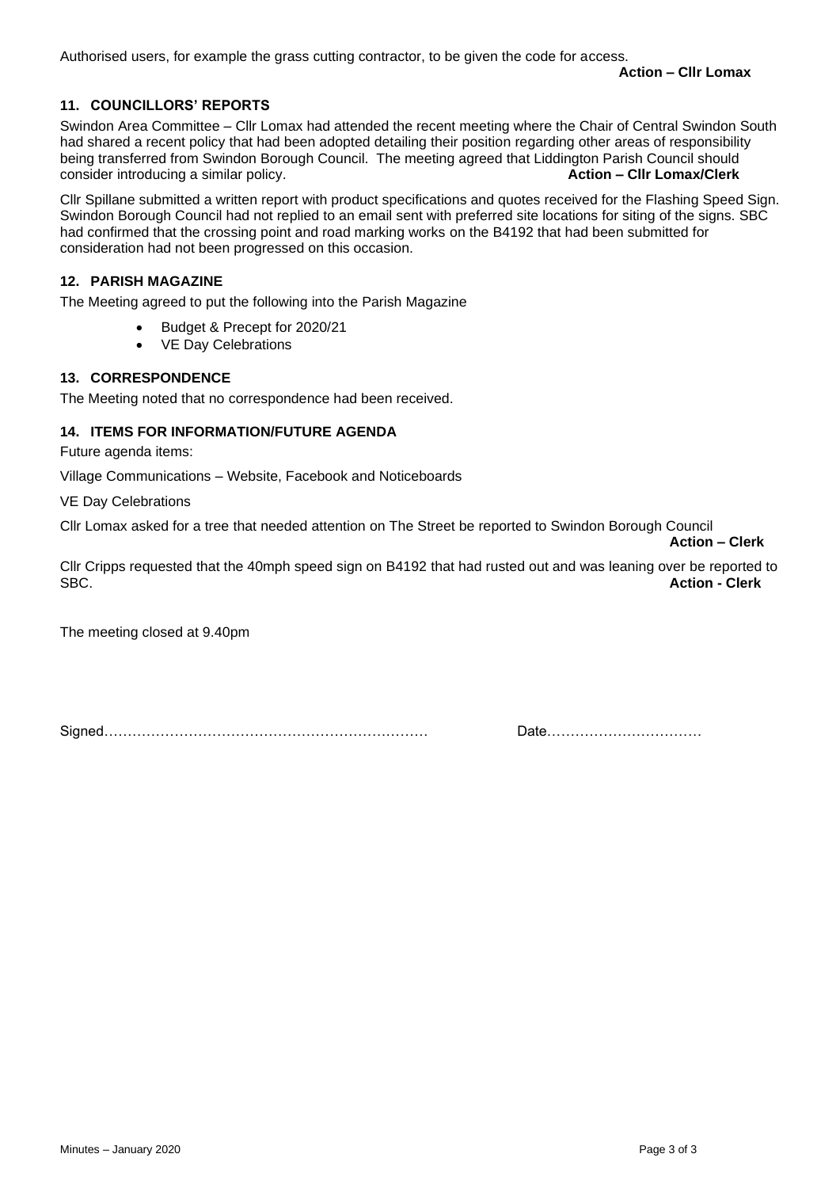Authorised users, for example the grass cutting contractor, to be given the code for access.

**Action – Cllr Lomax**

## 11. COUNCILLORS' REPORTS

Swindon Area Committee – Cllr Lomax had attended the recent meeting where the Chair of Central Swindon South had shared a recent policy that had been adopted detailing their position regarding other areas of responsibility being transferred from Swindon Borough Council. The meeting agreed that Liddington Parish Council should consider introducing a similar policy. **Action – Cllr Lomax/Clerk**

Cllr Spillane submitted a written report with product specifications and quotes received for the Flashing Speed Sign. Swindon Borough Council had not replied to an email sent with preferred site locations for siting of the signs. SBC had confirmed that the crossing point and road marking works on the B4192 that had been submitted for consideration had not been progressed on this occasion.

## 12. PARISH MAGAZINE

The Meeting agreed to put the following into the Parish Magazine

- Budget & Precept for 2020/21
- VE Day Celebrations

## 13. CORRESPONDENCE

The Meeting noted that no correspondence had been received.

## 14. ITEMS FOR INFORMATION/FUTURE AGENDA

Future agenda items:

Village Communications – Website, Facebook and Noticeboards

VE Day Celebrations

Cllr Lomax asked for a tree that needed attention on The Street be reported to Swindon Borough Council

**Action – Clerk**

Cllr Cripps requested that the 40mph speed sign on B4192 that had rusted out and was leaning over be reported to SBC. **Action - Clerk**

The meeting closed at 9.40pm

Signed…………………………………………………………… Date……………………………